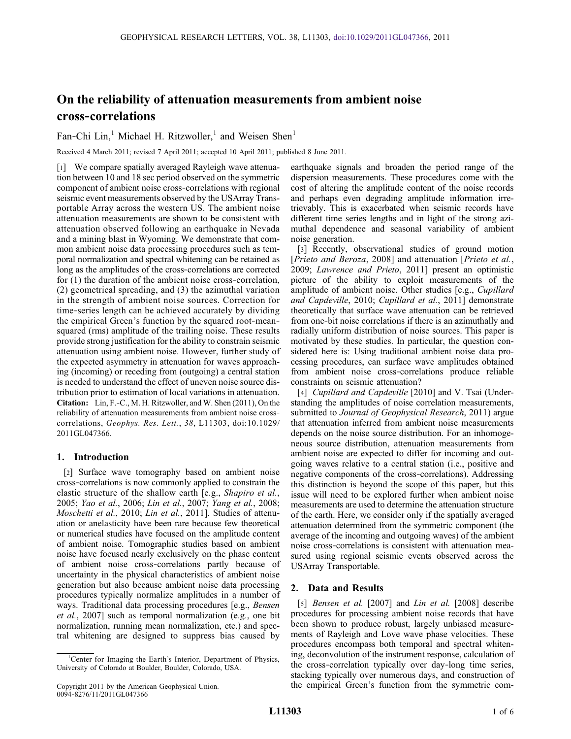# On the reliability of attenuation measurements from ambient noise cross-correlations

Fan-Chi Lin,[1] Michael H. Ritzwoller,[1] and Weisen Shen[1]

Received 4 March 2011; revised 7 April 2011; accepted 10 April 2011; published 8 June 2011.

[1] We compare spatially averaged Rayleigh wave attenuation between 10 and 18 sec period observed on the symmetric component of ambient noise cross-correlations with regional seismic event measurements observed by the USArray Transportable Array across the western US. The ambient noise attenuation measurements are shown to be consistent with attenuation observed following an earthquake in Nevada and a mining blast in Wyoming. We demonstrate that common ambient noise data processing procedures such as temporal normalization and spectral whitening can be retained as long as the amplitudes of the cross-correlations are corrected for (1) the duration of the ambient noise cross-correlation, (2) geometrical spreading, and (3) the azimuthal variation in the strength of ambient noise sources. Correction for time-series length can be achieved accurately by dividing the empirical Green's function by the squared root-mean-squared (rms) amplitude of the trailing noise. These results provide strong justification for the ability to constrain seismic attenuation using ambient noise. However, further study of the expected asymmetry in attenuation for waves approaching (incoming) or receding from (outgoing) a central station is needed to understand the effect of uneven noise source distribution prior to estimation of local variations in attenuation.

**Citation:** Lin, F.-C., M. H. Ritzwoller, and W. Shen (2011), On the reliability of attenuation measurements from ambient noise cross-correlations, *Geophys. Res. Lett.*, *38*, L11303, doi:10.1029/2011GL047366.

## 1. Introduction

[2] Surface wave tomography based on ambient noise cross-correlations is now commonly applied to constrain the elastic structure of the shallow earth [e.g., *Shapiro et al.*, 2005; *Yao et al.*, 2006; *Lin et al.*, 2007; *Yang et al.*, 2008; *Moschetti et al.*, 2010; *Lin et al.*, 2011]. Studies of attenuation or anelasticity have been rare because few theoretical or numerical studies have focused on the amplitude content of ambient noise. Tomographic studies based on ambient noise have focused nearly exclusively on the phase content of ambient noise cross-correlations partly because of uncertainty in the physical characteristics of ambient noise generation but also because ambient noise data processing procedures typically normalize amplitudes in a number of ways. Traditional data processing procedures [e.g., *Bensen et al.*, 2007] such as temporal normalization (e.g., one bit normalization, running mean normalization, etc.) and spectral whitening are designed to suppress bias caused by earthquake signals and broaden the period range of the dispersion measurements. These procedures come with the cost of altering the amplitude content of the noise records and perhaps even degrading amplitude information irretrievably. This is exacerbated when seismic records have different time series lengths and in light of the strong azimuthal dependence and seasonal variability of ambient noise generation.

[3] Recently, observational studies of ground motion [*Prieto and Beroza*, 2008] and attenuation [*Prieto et al.*, 2009; *Lawrence and Prieto*, 2011] present an optimistic picture of the ability to exploit measurements of the amplitude of ambient noise. Other studies [e.g., *Cupillard and Capdeville*, 2010; *Cupillard et al.*, 2011] demonstrate theoretically that surface wave attenuation can be retrieved from one-bit noise correlations if there is an azimuthally and radially uniform distribution of noise sources. This paper is motivated by these studies. In particular, the question considered here is: Using traditional ambient noise data processing procedures, can surface wave amplitudes obtained from ambient noise cross-correlations produce reliable constraints on seismic attenuation?

[4] *Cupillard and Capdeville* [2010] and V. Tsai (Understanding the amplitudes of noise correlation measurements, submitted to *Journal of Geophysical Research*, 2011) argue that attenuation inferred from ambient noise measurements depends on the noise source distribution. For an inhomogeneous source distribution, attenuation measurements from ambient noise are expected to differ for incoming and outgoing waves relative to a central station (i.e., positive and negative components of the cross-correlations). Addressing this distinction is beyond the scope of this paper, but this issue will need to be explored further when ambient noise measurements are used to determine the attenuation structure of the earth. Here, we consider only if the spatially averaged attenuation determined from the symmetric component (the average of the incoming and outgoing waves) of the ambient noise cross-correlations is consistent with attenuation measured using regional seismic events observed across the USArray Transportable.

## 2. Data and Results

[5] *Bensen et al.* [2007] and *Lin et al.* [2008] describe procedures for processing ambient noise records that have been shown to produce robust, largely unbiased measurements of Rayleigh and Love wave phase velocities. These procedures encompass both temporal and spectral whitening, deconvolution of the instrument response, calculation of the cross-correlation typically over day-long time series, stacking typically over numerous days, and construction of the empirical Green's function from the symmetric com-

[1] Center for Imaging the Earth's Interior, Department of Physics, University of Colorado at Boulder, Boulder, Colorado, USA.

Copyright 2011 by the American Geophysical Union.
0094-8276/11/2011GL047366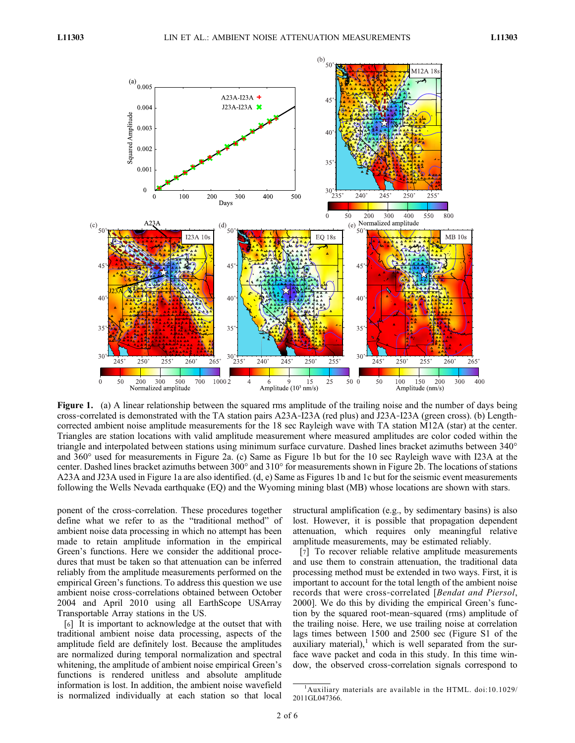**Figure 1.** (a) A linear relationship between the squared rms amplitude of the trailing noise and the number of days being cross-correlated is demonstrated with the TA station pairs A23A-I23A (red plus) and J23A-I23A (green cross). (b) Length-corrected ambient noise amplitude measurements for the 18 sec Rayleigh wave with TA station M12A (star) at the center. Triangles are station locations with valid amplitude measurement where measured amplitudes are color coded within the triangle and interpolated between stations using minimum surface curvature. Dashed lines bracket azimuths between 340° and 360° used for measurements in Figure 2a. (c) Same as Figure 1b but for the 10 sec Rayleigh wave with I23A at the center. Dashed lines bracket azimuths between 300° and 310° for measurements shown in Figure 2b. The locations of stations A23A and J23A used in Figure 1a are also identified. (d, e) Same as Figures 1b and 1c but for the seismic event measurements following the Wells Nevada earthquake (EQ) and the Wyoming mining blast (MB) whose locations are shown with stars.

ponent of the cross-correlation. These procedures together define what we refer to as the "traditional method" of ambient noise data processing in which no attempt has been made to retain amplitude information in the empirical Green's functions. Here we consider the additional procedures that must be taken so that attenuation can be inferred reliably from the amplitude measurements performed on the empirical Green's functions. To address this question we use ambient noise cross-correlations obtained between October 2004 and April 2010 using all EarthScope USArray Transportable Array stations in the US.

[6] It is important to acknowledge at the outset that with traditional ambient noise data processing, aspects of the amplitude field are definitely lost. Because the amplitudes are normalized during temporal normalization and spectral whitening, the amplitude of ambient noise empirical Green's functions is rendered unitless and absolute amplitude information is lost. In addition, the ambient noise wavefield is normalized individually at each station so that local structural amplification (e.g., by sedimentary basins) is also lost. However, it is possible that propagation dependent attenuation, which requires only meaningful relative amplitude measurements, may be estimated reliably.

[7] To recover reliable relative amplitude measurements and use them to constrain attenuation, the traditional data processing method must be extended in two ways. First, it is important to account for the total length of the ambient noise records that were cross-correlated [*Bendat and Piersol*, 2000]. We do this by dividing the empirical Green's function by the squared root-mean-squared (rms) amplitude of the trailing noise. Here, we use trailing noise at correlation lags times between 1500 and 2500 sec (Figure S1 of the auxiliary material),[1] which is well separated from the surface wave packet and coda in this study. In this time window, the observed cross-correlation signals correspond to

[1] Auxiliary materials are available in the HTML. doi:10.1029/2011GL047366.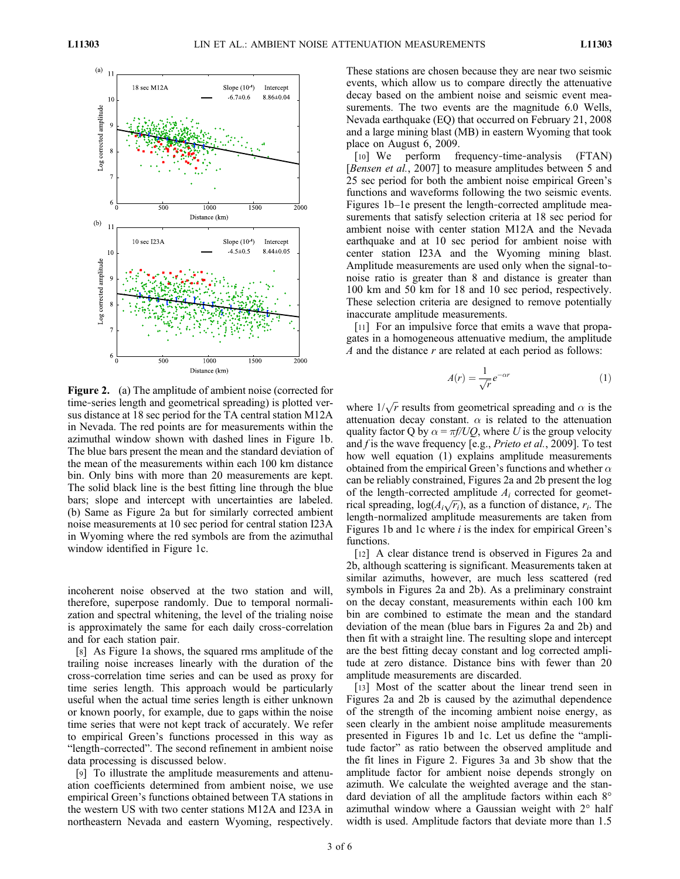**Figure 2.** (a) The amplitude of ambient noise (corrected for time-series length and geometrical spreading) is plotted versus distance at 18 sec period for the TA central station M12A in Nevada. The red points are for measurements within the azimuthal window shown with dashed lines in Figure 1b. The blue bars present the mean and the standard deviation of the mean of the measurements within each 100 km distance bin. Only bins with more than 20 measurements are kept. The solid black line is the best fitting line through the blue bars; slope and intercept with uncertainties are labeled. (b) Same as Figure 2a but for similarly corrected ambient noise measurements at 10 sec period for central station I23A in Wyoming where the red symbols are from the azimuthal window identified in Figure 1c.

incoherent noise observed at the two station and will, therefore, superpose randomly. Due to temporal normalization and spectral whitening, the level of the trialing noise is approximately the same for each daily cross-correlation and for each station pair.

[8] As Figure 1a shows, the squared rms amplitude of the trailing noise increases linearly with the duration of the cross-correlation time series and can be used as proxy for time series length. This approach would be particularly useful when the actual time series length is either unknown or known poorly, for example, due to gaps within the noise time series that were not kept track of accurately. We refer to empirical Green's functions processed in this way as "length-corrected". The second refinement in ambient noise data processing is discussed below.

[9] To illustrate the amplitude measurements and attenuation coefficients determined from ambient noise, we use empirical Green's functions obtained between TA stations in the western US with two center stations M12A and I23A in northeastern Nevada and eastern Wyoming, respectively. These stations are chosen because they are near two seismic events, which allow us to compare directly the attenuative decay based on the ambient noise and seismic event measurements. The two events are the magnitude 6.0 Wells, Nevada earthquake (EQ) that occurred on February 21, 2008 and a large mining blast (MB) in eastern Wyoming that took place on August 6, 2009.

[10] We perform frequency-time-analysis (FTAN) [*Bensen et al.*, 2007] to measure amplitudes between 5 and 25 sec period for both the ambient noise empirical Green's functions and waveforms following the two seismic events. Figures 1b–1e present the length-corrected amplitude measurements that satisfy selection criteria at 18 sec period for ambient noise with center station M12A and the Nevada earthquake and at 10 sec period for ambient noise with center station I23A and the Wyoming mining blast. Amplitude measurements are used only when the signal-to-noise ratio is greater than 8 and distance is greater than 100 km and 50 km for 18 and 10 sec period, respectively. These selection criteria are designed to remove potentially inaccurate amplitude measurements.

[11] For an impulsive force that emits a wave that propagates in a homogeneous attenuative medium, the amplitude $A$ and the distance $r$ are related at each period as follows:

$$A(r) = \frac{1}{\sqrt{r}} e^{-\alpha r} \tag{1}$$

where $1/\sqrt{r}$ results from geometrical spreading and $\alpha$ is the attenuation decay constant. $\alpha$ is related to the attenuation quality factor Q by $\alpha = \pi f / UQ$, where $U$ is the group velocity and $f$ is the wave frequency [e.g., *Prieto et al.*, 2009]. To test how well equation (1) explains amplitude measurements obtained from the empirical Green's functions and whether $\alpha$ can be reliably constrained, Figures 2a and 2b present the log of the length-corrected amplitude $A_i$ corrected for geometrical spreading, $\log(A_i\sqrt{r_i})$, as a function of distance, $r_i$. The length-normalized amplitude measurements are taken from Figures 1b and 1c where $i$ is the index for empirical Green's functions.

[12] A clear distance trend is observed in Figures 2a and 2b, although scattering is significant. Measurements taken at similar azimuths, however, are much less scattered (red symbols in Figures 2a and 2b). As a preliminary constraint on the decay constant, measurements within each 100 km bin are combined to estimate the mean and the standard deviation of the mean (blue bars in Figures 2a and 2b) and then fit with a straight line. The resulting slope and intercept are the best fitting decay constant and log corrected amplitude at zero distance. Distance bins with fewer than 20 amplitude measurements are discarded.

[13] Most of the scatter about the linear trend seen in Figures 2a and 2b is caused by the azimuthal dependence of the strength of the incoming ambient noise energy, as seen clearly in the ambient noise amplitude measurements presented in Figures 1b and 1c. Let us define the "amplitude factor" as ratio between the observed amplitude and the fit lines in Figure 2. Figures 3a and 3b show that the amplitude factor for ambient noise depends strongly on azimuth. We calculate the weighted average and the standard deviation of all the amplitude factors within each 8° azimuthal window where a Gaussian weight with 2° half width is used. Amplitude factors that deviate more than 1.5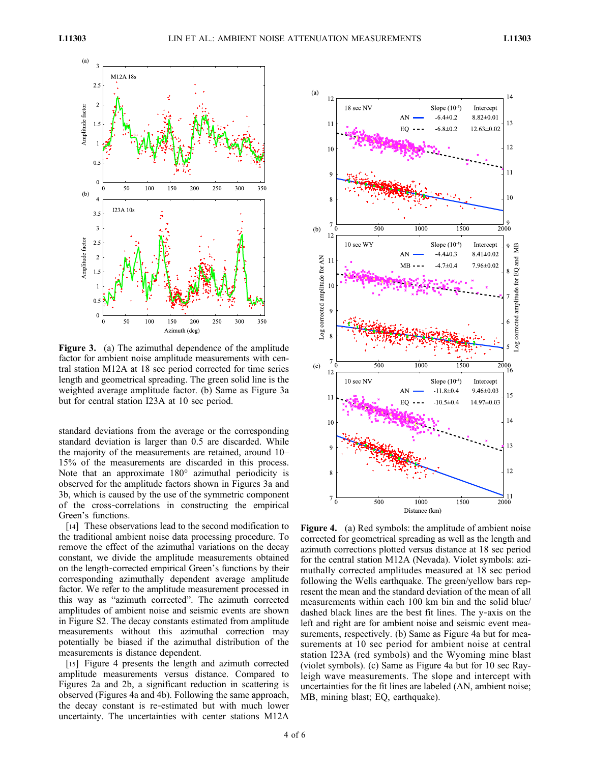**Figure 3.** (a) The azimuthal dependence of the amplitude factor for ambient noise amplitude measurements with central station M12A at 18 sec period corrected for time series length and geometrical spreading. The green solid line is the weighted average amplitude factor. (b) Same as Figure 3a but for central station I23A at 10 sec period.

**Figure 4.** (a) Red symbols: the amplitude of ambient noise corrected for geometrical spreading as well as the length and azimuth corrections plotted versus distance at 18 sec period for the central station M12A (Nevada). Violet symbols: azimuthally corrected amplitudes measured at 18 sec period following the Wells earthquake. The green/yellow bars represent the mean and the standard deviation of the mean of all measurements within each 100 km bin and the solid blue/dashed black lines are the best fit lines. The y-axis on the left and right are for ambient noise and seismic event measurements, respectively. (b) Same as Figure 4a but for measurements at 10 sec period for ambient noise at central station I23A (red symbols) and the Wyoming mine blast (violet symbols). (c) Same as Figure 4a but for 10 sec Rayleigh wave measurements. The slope and intercept with uncertainties for the fit lines are labeled (AN, ambient noise; MB, mining blast; EQ, earthquake).

standard deviations from the average or the corresponding standard deviation is larger than 0.5 are discarded. While the majority of the measurements are retained, around 10–15% of the measurements are discarded in this process. Note that an approximate 180° azimuthal periodicity is observed for the amplitude factors shown in Figures 3a and 3b, which is caused by the use of the symmetric component of the cross-correlations in constructing the empirical Green's functions.

[14] These observations lead to the second modification to the traditional ambient noise data processing procedure. To remove the effect of the azimuthal variations on the decay constant, we divide the amplitude measurements obtained on the length-corrected empirical Green's functions by their corresponding azimuthally dependent average amplitude factor. We refer to the amplitude measurement processed in this way as "azimuth corrected". The azimuth corrected amplitudes of ambient noise and seismic events are shown in Figure S2. The decay constants estimated from amplitude measurements without this azimuthal correction may potentially be biased if the azimuthal distribution of the measurements is distance dependent.

[15] Figure 4 presents the length and azimuth corrected amplitude measurements versus distance. Compared to Figures 2a and 2b, a significant reduction in scattering is observed (Figures 4a and 4b). Following the same approach, the decay constant is re-estimated but with much lower uncertainty. The uncertainties with center stations M12A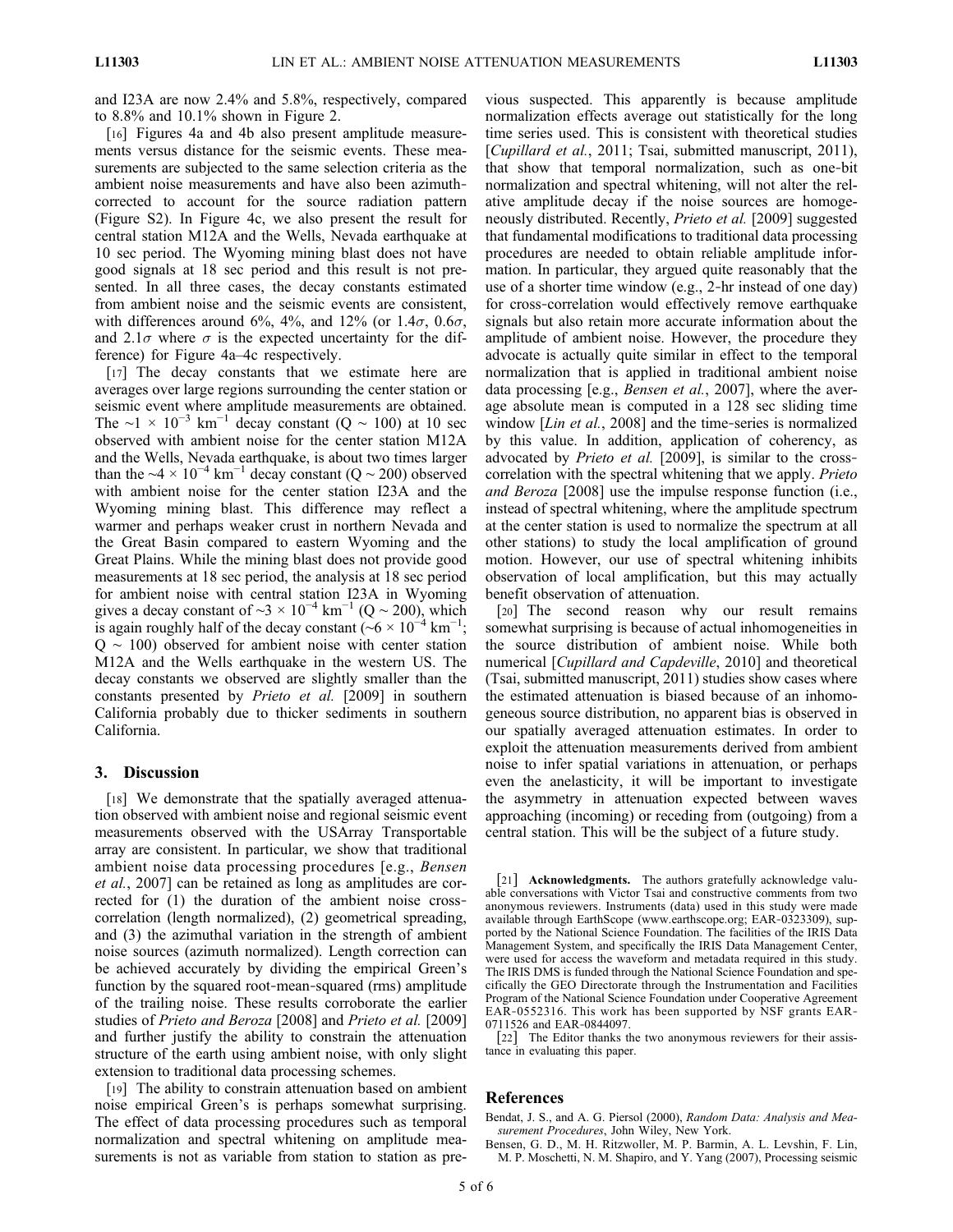and I23A are now 2.4% and 5.8%, respectively, compared to 8.8% and 10.1% shown in Figure 2.

[16] Figures 4a and 4b also present amplitude measurements versus distance for the seismic events. These measurements are subjected to the same selection criteria as the ambient noise measurements and have also been azimuth-corrected to account for the source radiation pattern (Figure S2). In Figure 4c, we also present the result for central station M12A and the Wells, Nevada earthquake at 10 sec period. The Wyoming mining blast does not have good signals at 18 sec period and this result is not presented. In all three cases, the decay constants estimated from ambient noise and the seismic events are consistent, with differences around 6%, 4%, and 12% (or 1.4$\sigma$, 0.6$\sigma$, and 2.1$\sigma$ where $\sigma$ is the expected uncertainty for the difference) for Figure 4a–4c respectively.

[17] The decay constants that we estimate here are averages over large regions surrounding the center station or seismic event where amplitude measurements are obtained. The $\sim 1 \times 10^{-3}$ km$^{-1}$ decay constant (Q ~ 100) at 10 sec observed with ambient noise for the center station M12A and the Wells, Nevada earthquake, is about two times larger than the $\sim 4 \times 10^{-4}$ km$^{-1}$ decay constant (Q ~ 200) observed with ambient noise for the center station I23A and the Wyoming mining blast. This difference may reflect a warmer and perhaps weaker crust in northern Nevada and the Great Basin compared to eastern Wyoming and the Great Plains. While the mining blast does not provide good measurements at 18 sec period, the analysis at 18 sec period for ambient noise with central station I23A in Wyoming gives a decay constant of $\sim 3 \times 10^{-4}$ km$^{-1}$ (Q ~ 200), which is again roughly half of the decay constant ($\sim 6 \times 10^{-4}$ km$^{-1}$; Q ~ 100) observed for ambient noise with center station M12A and the Wells earthquake in the western US. The decay constants we observed are slightly smaller than the constants presented by *Prieto et al.* [2009] in southern California probably due to thicker sediments in southern California.

## 3. Discussion

[18] We demonstrate that the spatially averaged attenuation observed with ambient noise and regional seismic event measurements observed with the USArray Transportable array are consistent. In particular, we show that traditional ambient noise data processing procedures [e.g., *Bensen et al.*, 2007] can be retained as long as amplitudes are corrected for (1) the duration of the ambient noise cross-correlation (length normalized), (2) geometrical spreading, and (3) the azimuthal variation in the strength of ambient noise sources (azimuth normalized). Length correction can be achieved accurately by dividing the empirical Green's function by the squared root-mean-squared (rms) amplitude of the trailing noise. These results corroborate the earlier studies of *Prieto and Beroza* [2008] and *Prieto et al.* [2009] and further justify the ability to constrain the attenuation structure of the earth using ambient noise, with only slight extension to traditional data processing schemes.

[19] The ability to constrain attenuation based on ambient noise empirical Green's is perhaps somewhat surprising. The effect of data processing procedures such as temporal normalization and spectral whitening on amplitude measurements is not as variable from station to station as previous suspected. This apparently is because amplitude normalization effects average out statistically for the long time series used. This is consistent with theoretical studies [*Cupillard et al.*, 2011; Tsai, submitted manuscript, 2011), that show that temporal normalization, such as one-bit normalization and spectral whitening, will not alter the relative amplitude decay if the noise sources are homogeneously distributed. Recently, *Prieto et al.* [2009] suggested that fundamental modifications to traditional data processing procedures are needed to obtain reliable amplitude information. In particular, they argued quite reasonably that the use of a shorter time window (e.g., 2-hr instead of one day) for cross-correlation would effectively remove earthquake signals but also retain more accurate information about the amplitude of ambient noise. However, the procedure they advocate is actually quite similar in effect to the temporal normalization that is applied in traditional ambient noise data processing [e.g., *Bensen et al.*, 2007], where the average absolute mean is computed in a 128 sec sliding time window [*Lin et al.*, 2008] and the time-series is normalized by this value. In addition, application of coherency, as advocated by *Prieto et al.* [2009], is similar to the cross-correlation with the spectral whitening that we apply. *Prieto and Beroza* [2008] use the impulse response function (i.e., instead of spectral whitening, where the amplitude spectrum at the center station is used to normalize the spectrum at all other stations) to study the local amplification of ground motion. However, our use of spectral whitening inhibits observation of local amplification, but this may actually benefit observation of attenuation.

[20] The second reason why our result remains somewhat surprising is because of actual inhomogeneities in the source distribution of ambient noise. While both numerical [*Cupillard and Capdeville*, 2010] and theoretical (Tsai, submitted manuscript, 2011) studies show cases where the estimated attenuation is biased because of an inhomogeneous source distribution, no apparent bias is observed in our spatially averaged attenuation estimates. In order to exploit the attenuation measurements derived from ambient noise to infer spatial variations in attenuation, or perhaps even the anelasticity, it will be important to investigate the asymmetry in attenuation expected between waves approaching (incoming) or receding from (outgoing) from a central station. This will be the subject of a future study.

[21] **Acknowledgments.** The authors gratefully acknowledge valuable conversations with Victor Tsai and constructive comments from two anonymous reviewers. Instruments (data) used in this study were made available through EarthScope (www.earthscope.org; EAR-0323309), supported by the National Science Foundation. The facilities of the IRIS Data Management System, and specifically the IRIS Data Management Center, were used for access the waveform and metadata required in this study. The IRIS DMS is funded through the National Science Foundation and specifically the GEO Directorate through the Instrumentation and Facilities Program of the National Science Foundation under Cooperative Agreement EAR-0552316. This work has been supported by NSF grants EAR-0711526 and EAR-0844097.

[22] The Editor thanks the two anonymous reviewers for their assistance in evaluating this paper.

## References

Bendat, J. S., and A. G. Piersol (2000), *Random Data: Analysis and Measurement Procedures*, John Wiley, New York.

Bensen, G. D., M. H. Ritzwoller, M. P. Barmin, A. L. Levshin, F. Lin, M. P. Moschetti, N. M. Shapiro, and Y. Yang (2007), Processing seismic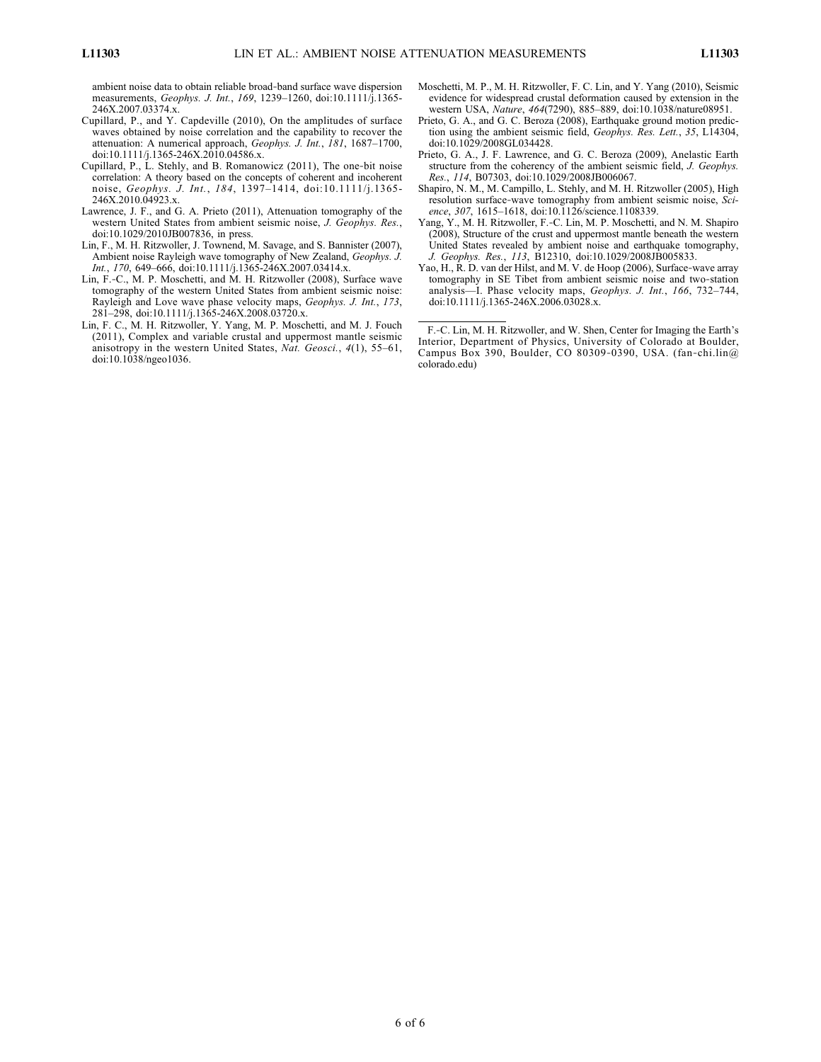ambient noise data to obtain reliable broad-band surface wave dispersion measurements, *Geophys. J. Int.*, *169*, 1239–1260, doi:10.1111/j.1365-246X.2007.03374.x.

Cupillard, P., and Y. Capdeville (2010), On the amplitudes of surface waves obtained by noise correlation and the capability to recover the attenuation: A numerical approach, *Geophys. J. Int.*, *181*, 1687–1700, doi:10.1111/j.1365-246X.2010.04586.x.

Cupillard, P., L. Stehly, and B. Romanowicz (2011), The one-bit noise correlation: A theory based on the concepts of coherent and incoherent noise, *Geophys. J. Int.*, *184*, 1397–1414, doi:10.1111/j.1365-246X.2010.04923.x.

Lawrence, J. F., and G. A. Prieto (2011), Attenuation tomography of the western United States from ambient seismic noise, *J. Geophys. Res.*, doi:10.1029/2010JB007836, in press.

Lin, F., M. H. Ritzwoller, J. Townend, M. Savage, and S. Bannister (2007), Ambient noise Rayleigh wave tomography of New Zealand, *Geophys. J. Int.*, *170*, 649–666, doi:10.1111/j.1365-246X.2007.03414.x.

Lin, F.-C., M. P. Moschetti, and M. H. Ritzwoller (2008), Surface wave tomography of the western United States from ambient seismic noise: Rayleigh and Love wave phase velocity maps, *Geophys. J. Int.*, *173*, 281–298, doi:10.1111/j.1365-246X.2008.03720.x.

Lin, F. C., M. H. Ritzwoller, Y. Yang, M. P. Moschetti, and M. J. Fouch (2011), Complex and variable crustal and uppermost mantle seismic anisotropy in the western United States, *Nat. Geosci.*, *4*(1), 55–61, doi:10.1038/ngeo1036.

Moschetti, M. P., M. H. Ritzwoller, F. C. Lin, and Y. Yang (2010), Seismic evidence for widespread crustal deformation caused by extension in the western USA, *Nature*, *464*(7290), 885–889, doi:10.1038/nature08951.

Prieto, G. A., and G. C. Beroza (2008), Earthquake ground motion prediction using the ambient seismic field, *Geophys. Res. Lett.*, *35*, L14304, doi:10.1029/2008GL034428.

Prieto, G. A., J. F. Lawrence, and G. C. Beroza (2009), Anelastic Earth structure from the coherency of the ambient seismic field, *J. Geophys. Res.*, *114*, B07303, doi:10.1029/2008JB006067.

Shapiro, N. M., M. Campillo, L. Stehly, and M. H. Ritzwoller (2005), High resolution surface-wave tomography from ambient seismic noise, *Science*, *307*, 1615–1618, doi:10.1126/science.1108339.

Yang, Y., M. H. Ritzwoller, F.-C. Lin, M. P. Moschetti, and N. M. Shapiro (2008), Structure of the crust and uppermost mantle beneath the western United States revealed by ambient noise and earthquake tomography, *J. Geophys. Res.*, *113*, B12310, doi:10.1029/2008JB005833.

Yao, H., R. D. van der Hilst, and M. V. de Hoop (2006), Surface-wave array tomography in SE Tibet from ambient seismic noise and two-station analysis—I. Phase velocity maps, *Geophys. J. Int.*, *166*, 732–744, doi:10.1111/j.1365-246X.2006.03028.x.

---

F.-C. Lin, M. H. Ritzwoller, and W. Shen, Center for Imaging the Earth's Interior, Department of Physics, University of Colorado at Boulder, Campus Box 390, Boulder, CO 80309-0390, USA. (fan-chi.lin@colorado.edu)